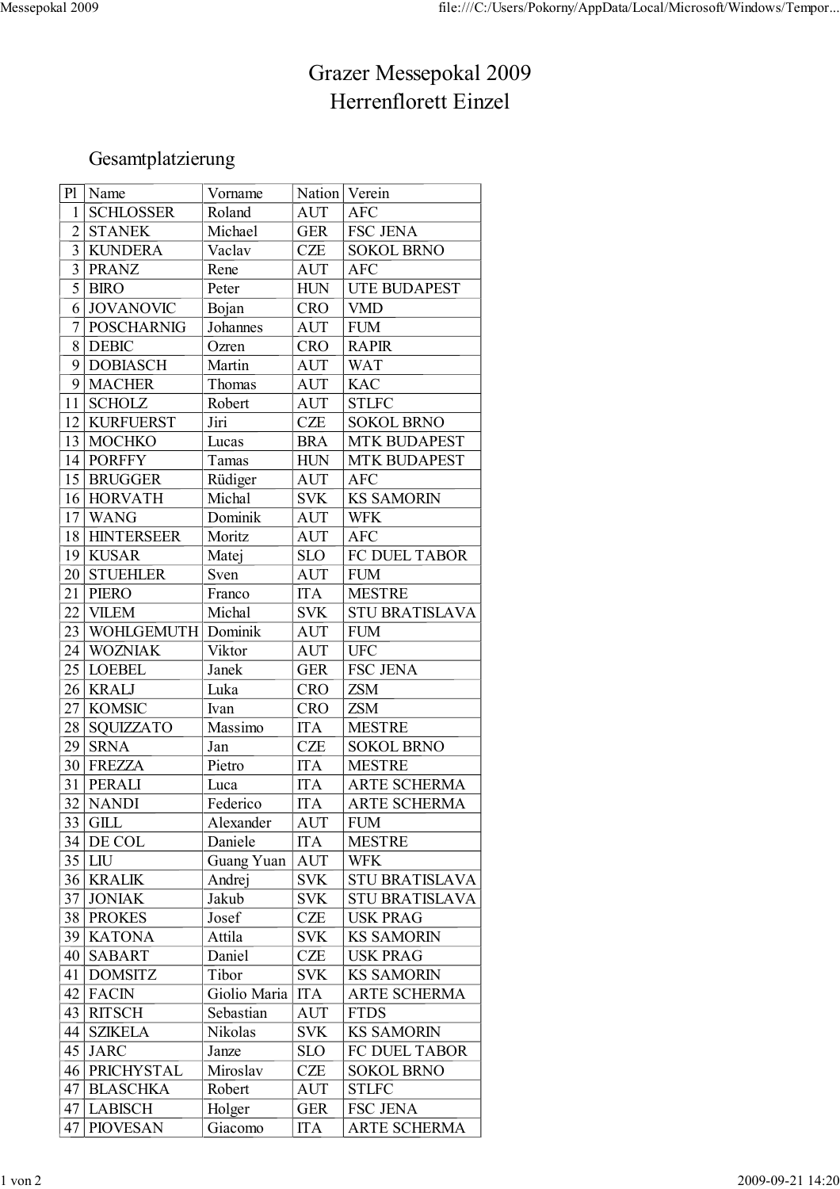# Grazer Messepokal 2009
# Herrenflorett Einzel

## Gesamtplatzierung

| Pl | Name | Vorname | Nation | Verein |
|---|---|---|---|---|
| 1 | SCHLOSSER | Roland | AUT | AFC |
| 2 | STANEK | Michael | GER | FSC JENA |
| 3 | KUNDERA | Vaclav | CZE | SOKOL BRNO |
| 3 | PRANZ | Rene | AUT | AFC |
| 5 | BIRO | Peter | HUN | UTE BUDAPEST |
| 6 | JOVANOVIC | Bojan | CRO | VMD |
| 7 | POSCHARNIG | Johannes | AUT | FUM |
| 8 | DEBIC | Ozren | CRO | RAPIR |
| 9 | DOBIASCH | Martin | AUT | WAT |
| 9 | MACHER | Thomas | AUT | KAC |
| 11 | SCHOLZ | Robert | AUT | STLFC |
| 12 | KURFUERST | Jiri | CZE | SOKOL BRNO |
| 13 | MOCHKO | Lucas | BRA | MTK BUDAPEST |
| 14 | PORFFY | Tamas | HUN | MTK BUDAPEST |
| 15 | BRUGGER | Rüdiger | AUT | AFC |
| 16 | HORVATH | Michal | SVK | KS SAMORIN |
| 17 | WANG | Dominik | AUT | WFK |
| 18 | HINTERSEER | Moritz | AUT | AFC |
| 19 | KUSAR | Matej | SLO | FC DUEL TABOR |
| 20 | STUEHLER | Sven | AUT | FUM |
| 21 | PIERO | Franco | ITA | MESTRE |
| 22 | VILEM | Michal | SVK | STU BRATISLAVA |
| 23 | WOHLGEMUTH | Dominik | AUT | FUM |
| 24 | WOZNIAK | Viktor | AUT | UFC |
| 25 | LOEBEL | Janek | GER | FSC JENA |
| 26 | KRALJ | Luka | CRO | ZSM |
| 27 | KOMSIC | Ivan | CRO | ZSM |
| 28 | SQUIZZATO | Massimo | ITA | MESTRE |
| 29 | SRNA | Jan | CZE | SOKOL BRNO |
| 30 | FREZZA | Pietro | ITA | MESTRE |
| 31 | PERALI | Luca | ITA | ARTE SCHERMA |
| 32 | NANDI | Federico | ITA | ARTE SCHERMA |
| 33 | GILL | Alexander | AUT | FUM |
| 34 | DE COL | Daniele | ITA | MESTRE |
| 35 | LIU | Guang Yuan | AUT | WFK |
| 36 | KRALIK | Andrej | SVK | STU BRATISLAVA |
| 37 | JONIAK | Jakub | SVK | STU BRATISLAVA |
| 38 | PROKES | Josef | CZE | USK PRAG |
| 39 | KATONA | Attila | SVK | KS SAMORIN |
| 40 | SABART | Daniel | CZE | USK PRAG |
| 41 | DOMSITZ | Tibor | SVK | KS SAMORIN |
| 42 | FACIN | Giolio Maria | ITA | ARTE SCHERMA |
| 43 | RITSCH | Sebastian | AUT | FTDS |
| 44 | SZIKELA | Nikolas | SVK | KS SAMORIN |
| 45 | JARC | Janze | SLO | FC DUEL TABOR |
| 46 | PRICHYSTAL | Miroslav | CZE | SOKOL BRNO |
| 47 | BLASCHKA | Robert | AUT | STLFC |
| 47 | LABISCH | Holger | GER | FSC JENA |
| 47 | PIOVESAN | Giacomo | ITA | ARTE SCHERMA |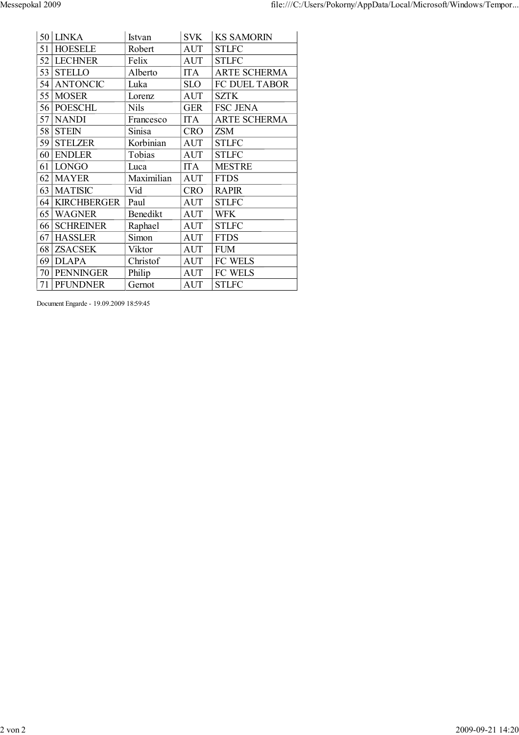| | | | | |
|---|---|---|---|---|
| 50 | LINKA | Istvan | SVK | KS SAMORIN |
| 51 | HOESELE | Robert | AUT | STLFC |
| 52 | LECHNER | Felix | AUT | STLFC |
| 53 | STELLO | Alberto | ITA | ARTE SCHERMA |
| 54 | ANTONCIC | Luka | SLO | FC DUEL TABOR |
| 55 | MOSER | Lorenz | AUT | SZTK |
| 56 | POESCHL | Nils | GER | FSC JENA |
| 57 | NANDI | Francesco | ITA | ARTE SCHERMA |
| 58 | STEIN | Sinisa | CRO | ZSM |
| 59 | STELZER | Korbinian | AUT | STLFC |
| 60 | ENDLER | Tobias | AUT | STLFC |
| 61 | LONGO | Luca | ITA | MESTRE |
| 62 | MAYER | Maximilian | AUT | FTDS |
| 63 | MATISIC | Vid | CRO | RAPIR |
| 64 | KIRCHBERGER | Paul | AUT | STLFC |
| 65 | WAGNER | Benedikt | AUT | WFK |
| 66 | SCHREINER | Raphael | AUT | STLFC |
| 67 | HASSLER | Simon | AUT | FTDS |
| 68 | ZSACSEK | Viktor | AUT | FUM |
| 69 | DLAPA | Christof | AUT | FC WELS |
| 70 | PENNINGER | Philip | AUT | FC WELS |
| 71 | PFUNDNER | Gernot | AUT | STLFC |

Document Engarde - 19.09.2009 18:59:45